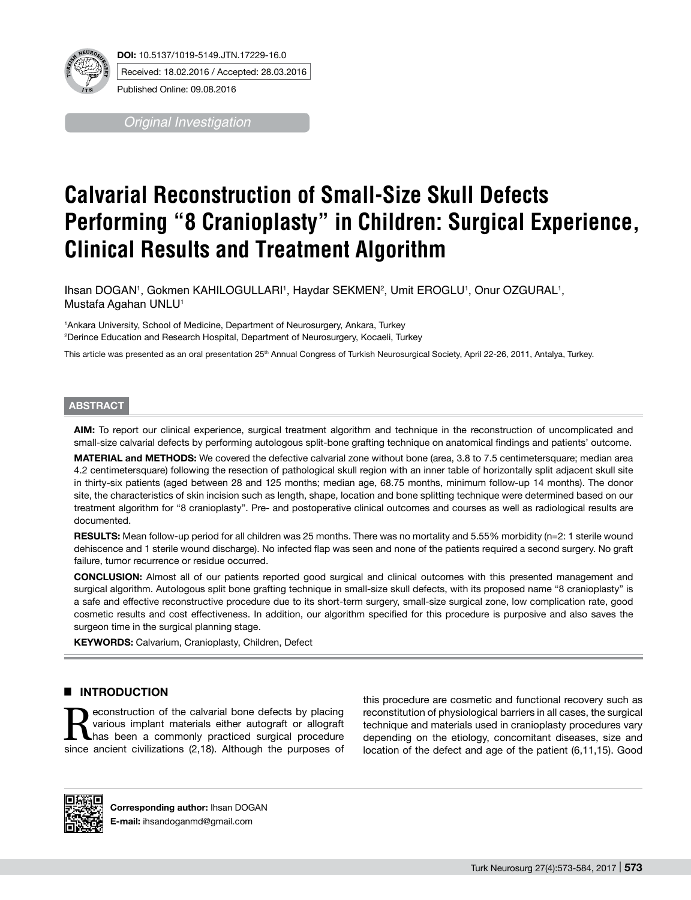**DOI:** 10.5137/1019-5149.JTN.17229-16.0

Received: 18.02.2016 / Accepted: 28.03.2016

Published Online: 09.08.2016

*Original Investigation*

# Calvarial Reconstruction of Small-Size Skull Defects Performing "8 Cranioplasty" in Children: Surgical Experience, Clinical Results and Treatment Algorithm

Ihsan DOGAN[1], Gokmen KAHILOGULLARI[1], Haydar SEKMEN[2], Umit EROGLU[1], Onur OZGURAL[1], Mustafa Agahan UNLU[1]

[1]Ankara University, School of Medicine, Department of Neurosurgery, Ankara, Turkey

[2]Derince Education and Research Hospital, Department of Neurosurgery, Kocaeli, Turkey

This article was presented as an oral presentation 25th Annual Congress of Turkish Neurosurgical Society, April 22-26, 2011, Antalya, Turkey.

## ABSTRACT

**AIM:** To report our clinical experience, surgical treatment algorithm and technique in the reconstruction of uncomplicated and small-size calvarial defects by performing autologous split-bone grafting technique on anatomical findings and patients' outcome.

**MATERIAL and METHODS:** We covered the defective calvarial zone without bone (area, 3.8 to 7.5 centimetersquare; median area 4.2 centimetersquare) following the resection of pathological skull region with an inner table of horizontally split adjacent skull site in thirty-six patients (aged between 28 and 125 months; median age, 68.75 months, minimum follow-up 14 months). The donor site, the characteristics of skin incision such as length, shape, location and bone splitting technique were determined based on our treatment algorithm for "8 cranioplasty". Pre- and postoperative clinical outcomes and courses as well as radiological results are documented.

**RESULTS:** Mean follow-up period for all children was 25 months. There was no mortality and 5.55% morbidity (n=2: 1 sterile wound dehiscence and 1 sterile wound discharge). No infected flap was seen and none of the patients required a second surgery. No graft failure, tumor recurrence or residue occurred.

**CONCLUSION:** Almost all of our patients reported good surgical and clinical outcomes with this presented management and surgical algorithm. Autologous split bone grafting technique in small-size skull defects, with its proposed name "8 cranioplasty" is a safe and effective reconstructive procedure due to its short-term surgery, small-size surgical zone, low complication rate, good cosmetic results and cost effectiveness. In addition, our algorithm specified for this procedure is purposive and also saves the surgeon time in the surgical planning stage.

**KEYWORDS:** Calvarium, Cranioplasty, Children, Defect

## ■ INTRODUCTION

Reconstruction of the calvarial bone defects by placing various implant materials either autograft or allograft has been a commonly practiced surgical procedure since ancient civilizations (2,18). Although the purposes of this procedure are cosmetic and functional recovery such as reconstitution of physiological barriers in all cases, the surgical technique and materials used in cranioplasty procedures vary depending on the etiology, concomitant diseases, size and location of the defect and age of the patient (6,11,15). Good

**Corresponding author:** Ihsan DOGAN
**E-mail:** ihsandoganmd@gmail.com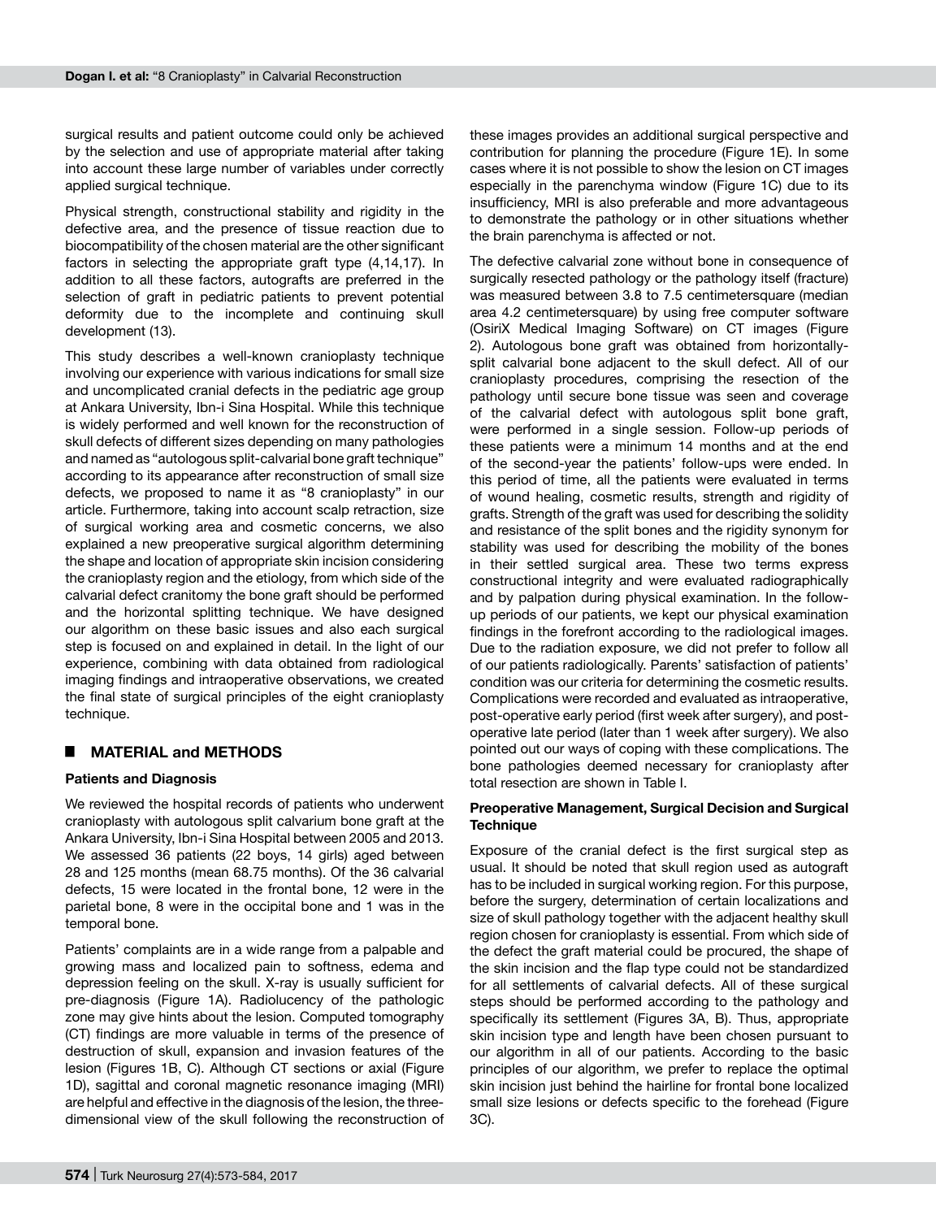surgical results and patient outcome could only be achieved by the selection and use of appropriate material after taking into account these large number of variables under correctly applied surgical technique.

Physical strength, constructional stability and rigidity in the defective area, and the presence of tissue reaction due to biocompatibility of the chosen material are the other significant factors in selecting the appropriate graft type (4,14,17). In addition to all these factors, autografts are preferred in the selection of graft in pediatric patients to prevent potential deformity due to the incomplete and continuing skull development (13).

This study describes a well-known cranioplasty technique involving our experience with various indications for small size and uncomplicated cranial defects in the pediatric age group at Ankara University, Ibn-i Sina Hospital. While this technique is widely performed and well known for the reconstruction of skull defects of different sizes depending on many pathologies and named as "autologous split-calvarial bone graft technique" according to its appearance after reconstruction of small size defects, we proposed to name it as "8 cranioplasty" in our article. Furthermore, taking into account scalp retraction, size of surgical working area and cosmetic concerns, we also explained a new preoperative surgical algorithm determining the shape and location of appropriate skin incision considering the cranioplasty region and the etiology, from which side of the calvarial defect cranitomy the bone graft should be performed and the horizontal splitting technique. We have designed our algorithm on these basic issues and also each surgical step is focused on and explained in detail. In the light of our experience, combining with data obtained from radiological imaging findings and intraoperative observations, we created the final state of surgical principles of the eight cranioplasty technique.

## MATERIAL and METHODS

### Patients and Diagnosis

We reviewed the hospital records of patients who underwent cranioplasty with autologous split calvarium bone graft at the Ankara University, Ibn-i Sina Hospital between 2005 and 2013. We assessed 36 patients (22 boys, 14 girls) aged between 28 and 125 months (mean 68.75 months). Of the 36 calvarial defects, 15 were located in the frontal bone, 12 were in the parietal bone, 8 were in the occipital bone and 1 was in the temporal bone.

Patients' complaints are in a wide range from a palpable and growing mass and localized pain to softness, edema and depression feeling on the skull. X-ray is usually sufficient for pre-diagnosis (Figure 1A). Radiolucency of the pathologic zone may give hints about the lesion. Computed tomography (CT) findings are more valuable in terms of the presence of destruction of skull, expansion and invasion features of the lesion (Figures 1B, C). Although CT sections or axial (Figure 1D), sagittal and coronal magnetic resonance imaging (MRI) are helpful and effective in the diagnosis of the lesion, the three-dimensional view of the skull following the reconstruction of these images provides an additional surgical perspective and contribution for planning the procedure (Figure 1E). In some cases where it is not possible to show the lesion on CT images especially in the parenchyma window (Figure 1C) due to its insufficiency, MRI is also preferable and more advantageous to demonstrate the pathology or in other situations whether the brain parenchyma is affected or not.

The defective calvarial zone without bone in consequence of surgically resected pathology or the pathology itself (fracture) was measured between 3.8 to 7.5 centimetersquare (median area 4.2 centimetersquare) by using free computer software (OsiriX Medical Imaging Software) on CT images (Figure 2). Autologous bone graft was obtained from horizontally-split calvarial bone adjacent to the skull defect. All of our cranioplasty procedures, comprising the resection of the pathology until secure bone tissue was seen and coverage of the calvarial defect with autologous split bone graft, were performed in a single session. Follow-up periods of these patients were a minimum 14 months and at the end of the second-year the patients' follow-ups were ended. In this period of time, all the patients were evaluated in terms of wound healing, cosmetic results, strength and rigidity of grafts. Strength of the graft was used for describing the solidity and resistance of the split bones and the rigidity synonym for stability was used for describing the mobility of the bones in their settled surgical area. These two terms express constructional integrity and were evaluated radiographically and by palpation during physical examination. In the follow-up periods of our patients, we kept our physical examination findings in the forefront according to the radiological images. Due to the radiation exposure, we did not prefer to follow all of our patients radiologically. Parents' satisfaction of patients' condition was our criteria for determining the cosmetic results. Complications were recorded and evaluated as intraoperative, post-operative early period (first week after surgery), and post-operative late period (later than 1 week after surgery). We also pointed out our ways of coping with these complications. The bone pathologies deemed necessary for cranioplasty after total resection are shown in Table I.

### Preoperative Management, Surgical Decision and Surgical Technique

Exposure of the cranial defect is the first surgical step as usual. It should be noted that skull region used as autograft has to be included in surgical working region. For this purpose, before the surgery, determination of certain localizations and size of skull pathology together with the adjacent healthy skull region chosen for cranioplasty is essential. From which side of the defect the graft material could be procured, the shape of the skin incision and the flap type could not be standardized for all settlements of calvarial defects. All of these surgical steps should be performed according to the pathology and specifically its settlement (Figures 3A, B). Thus, appropriate skin incision type and length have been chosen pursuant to our algorithm in all of our patients. According to the basic principles of our algorithm, we prefer to replace the optimal skin incision just behind the hairline for frontal bone localized small size lesions or defects specific to the forehead (Figure 3C).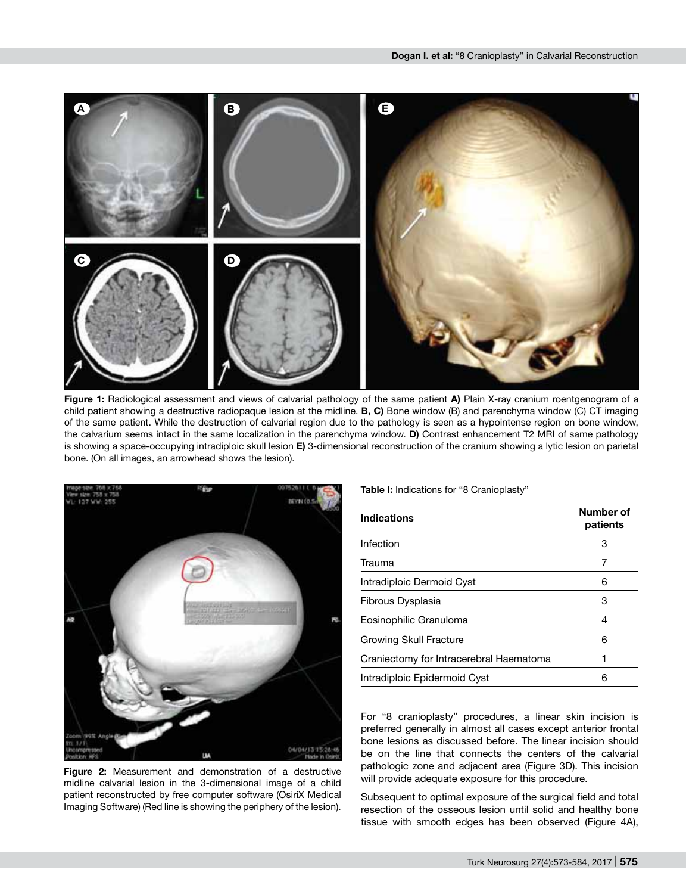Figure 1: Radiological assessment and views of calvarial pathology of the same patient **A)** Plain X-ray cranium roentgenogram of a child patient showing a destructive radiopaque lesion at the midline. **B, C)** Bone window (B) and parenchyma window (C) CT imaging of the same patient. While the destruction of calvarial region due to the pathology is seen as a hypointense region on bone window, the calvarium seems intact in the same localization in the parenchyma window. **D)** Contrast enhancement T2 MRI of same pathology is showing a space-occupying intradiploic skull lesion **E)** 3-dimensional reconstruction of the cranium showing a lytic lesion on parietal bone. (On all images, an arrowhead shows the lesion).

**Figure 2:** Measurement and demonstration of a destructive midline calvarial lesion in the 3-dimensional image of a child patient reconstructed by free computer software (OsiriX Medical Imaging Software) (Red line is showing the periphery of the lesion).

**Table I:** Indications for "8 Cranioplasty"

| Indications | Number of patients |
|---|---|
| Infection | 3 |
| Trauma | 7 |
| Intradiploic Dermoid Cyst | 6 |
| Fibrous Dysplasia | 3 |
| Eosinophilic Granuloma | 4 |
| Growing Skull Fracture | 6 |
| Craniectomy for Intracerebral Haematoma | 1 |
| Intradiploic Epidermoid Cyst | 6 |

For "8 cranioplasty" procedures, a linear skin incision is preferred generally in almost all cases except anterior frontal bone lesions as discussed before. The linear incision should be on the line that connects the centers of the calvarial pathologic zone and adjacent area (Figure 3D). This incision will provide adequate exposure for this procedure.

Subsequent to optimal exposure of the surgical field and total resection of the osseous lesion until solid and healthy bone tissue with smooth edges has been observed (Figure 4A),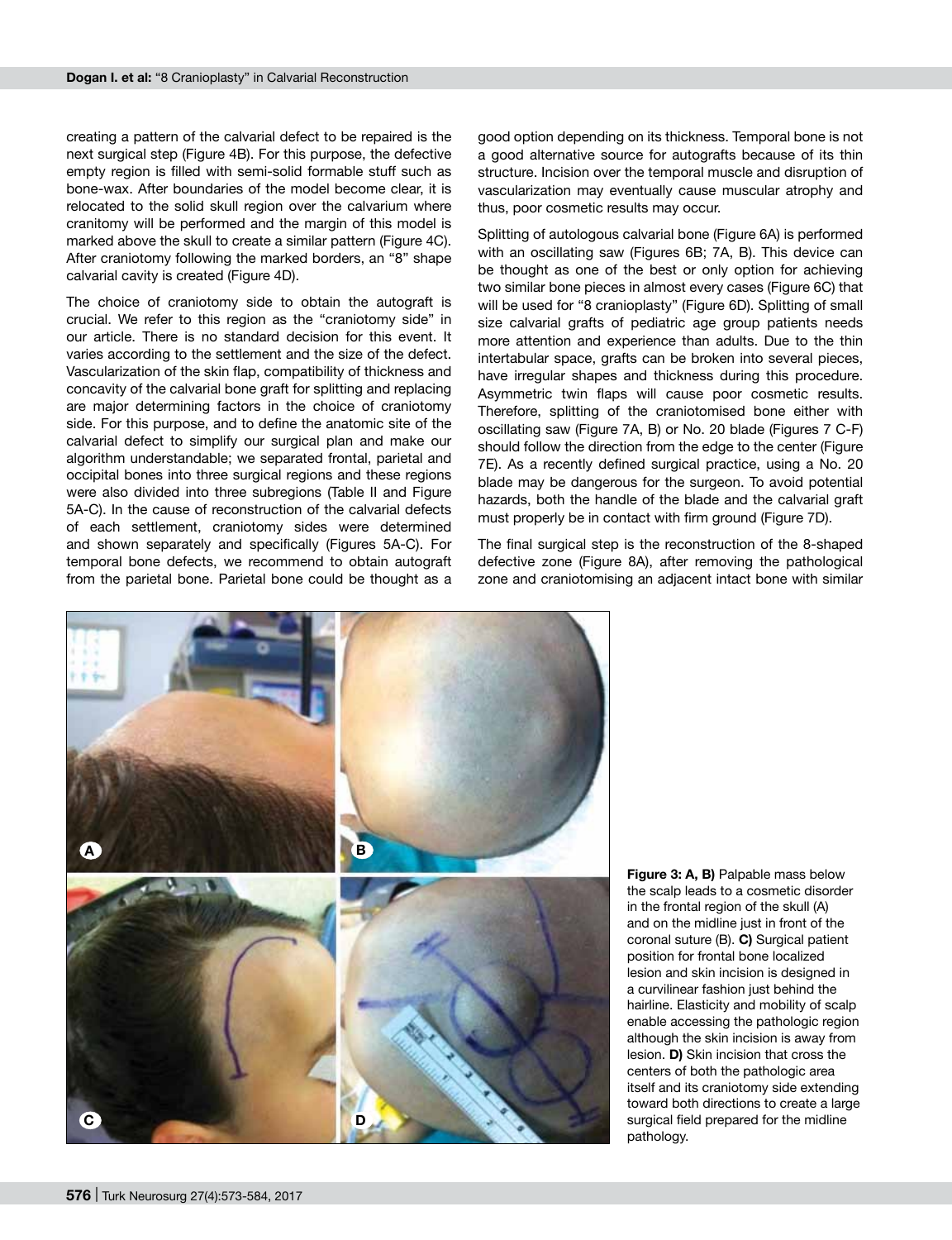creating a pattern of the calvarial defect to be repaired is the next surgical step (Figure 4B). For this purpose, the defective empty region is filled with semi-solid formable stuff such as bone-wax. After boundaries of the model become clear, it is relocated to the solid skull region over the calvarium where cranitomy will be performed and the margin of this model is marked above the skull to create a similar pattern (Figure 4C). After craniotomy following the marked borders, an "8" shape calvarial cavity is created (Figure 4D).

The choice of craniotomy side to obtain the autograft is crucial. We refer to this region as the "craniotomy side" in our article. There is no standard decision for this event. It varies according to the settlement and the size of the defect. Vascularization of the skin flap, compatibility of thickness and concavity of the calvarial bone graft for splitting and replacing are major determining factors in the choice of craniotomy side. For this purpose, and to define the anatomic site of the calvarial defect to simplify our surgical plan and make our algorithm understandable; we separated frontal, parietal and occipital bones into three surgical regions and these regions were also divided into three subregions (Table II and Figure 5A-C). In the cause of reconstruction of the calvarial defects of each settlement, craniotomy sides were determined and shown separately and specifically (Figures 5A-C). For temporal bone defects, we recommend to obtain autograft from the parietal bone. Parietal bone could be thought as a good option depending on its thickness. Temporal bone is not a good alternative source for autografts because of its thin structure. Incision over the temporal muscle and disruption of vascularization may eventually cause muscular atrophy and thus, poor cosmetic results may occur.

Splitting of autologous calvarial bone (Figure 6A) is performed with an oscillating saw (Figures 6B; 7A, B). This device can be thought as one of the best or only option for achieving two similar bone pieces in almost every cases (Figure 6C) that will be used for "8 cranioplasty" (Figure 6D). Splitting of small size calvarial grafts of pediatric age group patients needs more attention and experience than adults. Due to the thin intertabular space, grafts can be broken into several pieces, have irregular shapes and thickness during this procedure. Asymmetric twin flaps will cause poor cosmetic results. Therefore, splitting of the craniotomised bone either with oscillating saw (Figure 7A, B) or No. 20 blade (Figures 7 C-F) should follow the direction from the edge to the center (Figure 7E). As a recently defined surgical practice, using a No. 20 blade may be dangerous for the surgeon. To avoid potential hazards, both the handle of the blade and the calvarial graft must properly be in contact with firm ground (Figure 7D).

The final surgical step is the reconstruction of the 8-shaped defective zone (Figure 8A), after removing the pathological zone and craniotomising an adjacent intact bone with similar

**Figure 3: A, B)** Palpable mass below the scalp leads to a cosmetic disorder in the frontal region of the skull (A) and on the midline just in front of the coronal suture (B). **C)** Surgical patient position for frontal bone localized lesion and skin incision is designed in a curvilinear fashion just behind the hairline. Elasticity and mobility of scalp enable accessing the pathologic region although the skin incision is away from lesion. **D)** Skin incision that cross the centers of both the pathologic area itself and its craniotomy side extending toward both directions to create a large surgical field prepared for the midline pathology.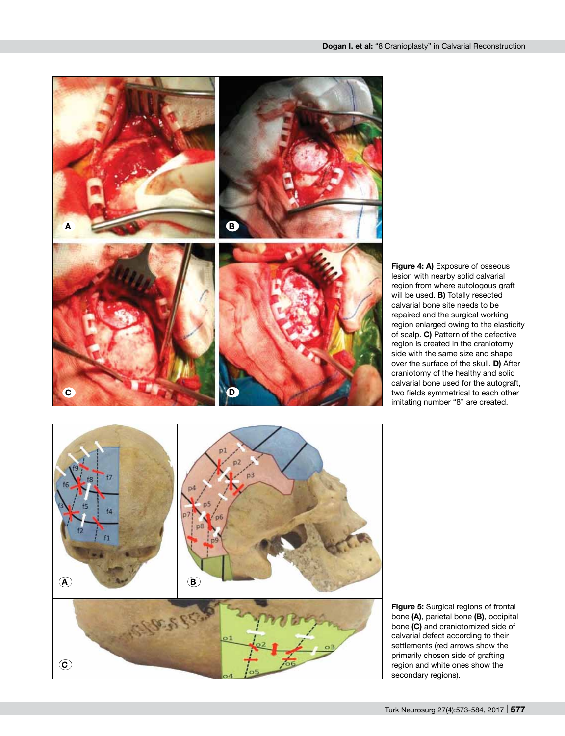**Figure 4: A)** Exposure of osseous lesion with nearby solid calvarial region from where autologous graft will be used. **B)** Totally resected calvarial bone site needs to be repaired and the surgical working region enlarged owing to the elasticity of scalp. **C)** Pattern of the defective region is created in the craniotomy side with the same size and shape over the surface of the skull. **D)** After craniotomy of the healthy and solid calvarial bone used for the autograft, two fields symmetrical to each other imitating number "8" are created.

**Figure 5:** Surgical regions of frontal bone **(A)**, parietal bone **(B)**, occipital bone **(C)** and craniotomized side of calvarial defect according to their settlements (red arrows show the primarily chosen side of grafting region and white ones show the secondary regions).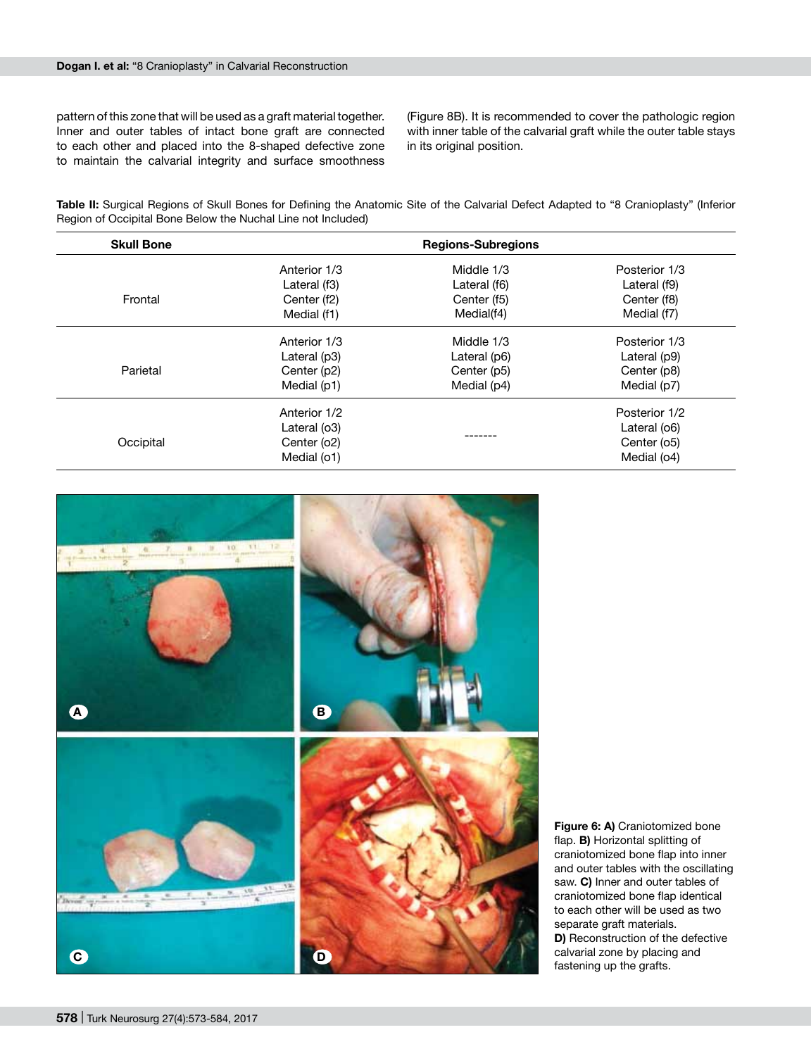pattern of this zone that will be used as a graft material together. Inner and outer tables of intact bone graft are connected to each other and placed into the 8-shaped defective zone to maintain the calvarial integrity and surface smoothness (Figure 8B). It is recommended to cover the pathologic region with inner table of the calvarial graft while the outer table stays in its original position.

**Table II:** Surgical Regions of Skull Bones for Defining the Anatomic Site of the Calvarial Defect Adapted to "8 Cranioplasty" (Inferior Region of Occipital Bone Below the Nuchal Line not Included)

| Skull Bone | Regions-Subregions | | |
|---|---|---|---|
| Frontal | Anterior 1/3<br>Lateral (f3)<br>Center (f2)<br>Medial (f1) | Middle 1/3<br>Lateral (f6)<br>Center (f5)<br>Medial(f4) | Posterior 1/3<br>Lateral (f9)<br>Center (f8)<br>Medial (f7) |
| Parietal | Anterior 1/3<br>Lateral (p3)<br>Center (p2)<br>Medial (p1) | Middle 1/3<br>Lateral (p6)<br>Center (p5)<br>Medial (p4) | Posterior 1/3<br>Lateral (p9)<br>Center (p8)<br>Medial (p7) |
| Occipital | Anterior 1/2<br>Lateral (o3)<br>Center (o2)<br>Medial (o1) | ------- | Posterior 1/2<br>Lateral (o6)<br>Center (o5)<br>Medial (o4) |

**Figure 6: A)** Craniotomized bone flap. **B)** Horizontal splitting of craniotomized bone flap into inner and outer tables with the oscillating saw. **C)** Inner and outer tables of craniotomized bone flap identical to each other that will be used as two separate graft materials. **D)** Reconstruction of the defective calvarial zone by placing and fastening up the grafts.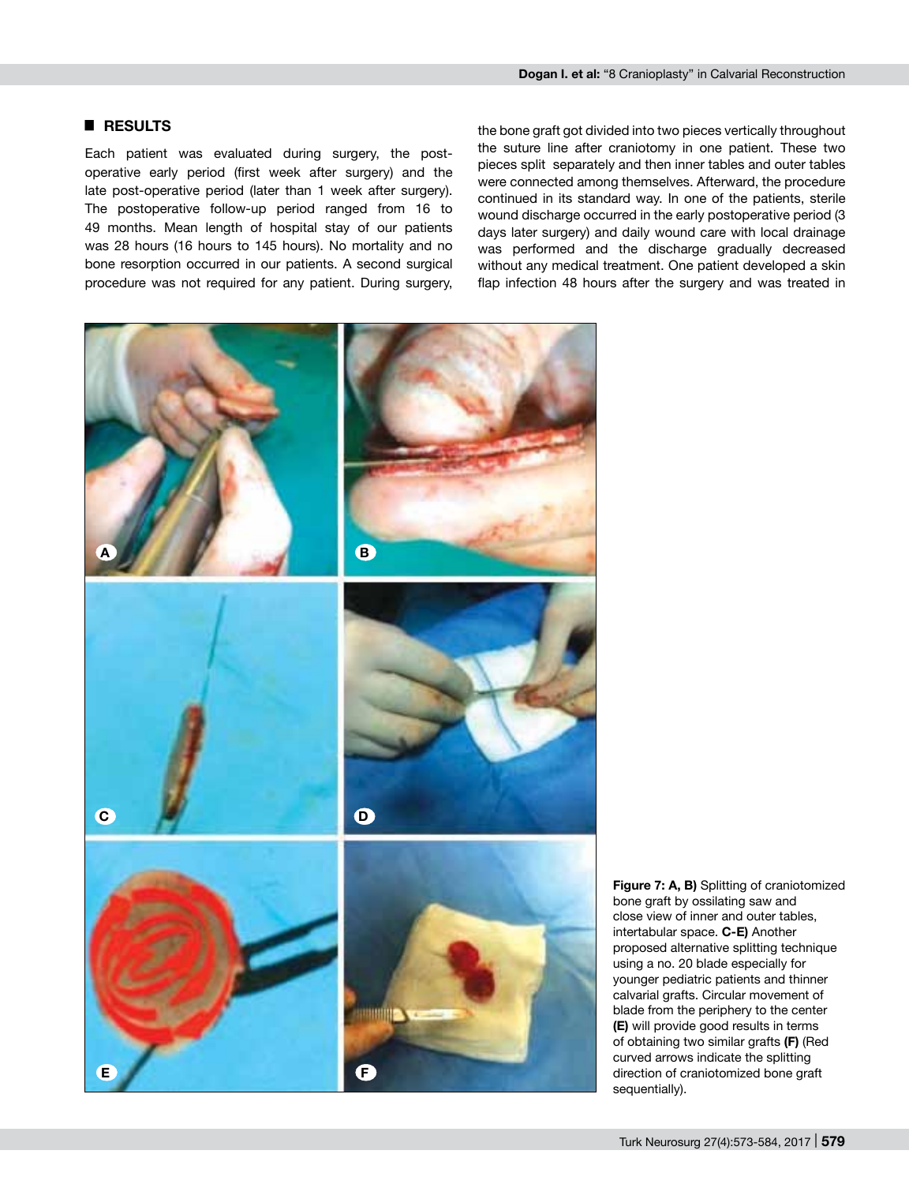## RESULTS

Each patient was evaluated during surgery, the post-operative early period (first week after surgery) and the late post-operative period (later than 1 week after surgery). The postoperative follow-up period ranged from 16 to 49 months. Mean length of hospital stay of our patients was 28 hours (16 hours to 145 hours). No mortality and no bone resorption occurred in our patients. A second surgical procedure was not required for any patient. During surgery, the bone graft got divided into two pieces vertically throughout the suture line after craniotomy in one patient. These two pieces split separately and then inner tables and outer tables were connected among themselves. Afterward, the procedure continued in its standard way. In one of the patients, sterile wound discharge occurred in the early postoperative period (3 days later surgery) and daily wound care with local drainage was performed and the discharge gradually decreased without any medical treatment. One patient developed a skin flap infection 48 hours after the surgery and was treated in

**Figure 7: A, B)** Splitting of craniotomized bone graft by ossilating saw and close view of inner and outer tables, intertabular space. **C-E)** Another proposed alternative splitting technique using a no. 20 blade especially for younger pediatric patients and thinner calvarial grafts. Circular movement of blade from the periphery to the center **(E)** will provide good results in terms of obtaining two similar grafts **(F)** (Red curved arrows indicate the splitting direction of craniotomized bone graft sequentially).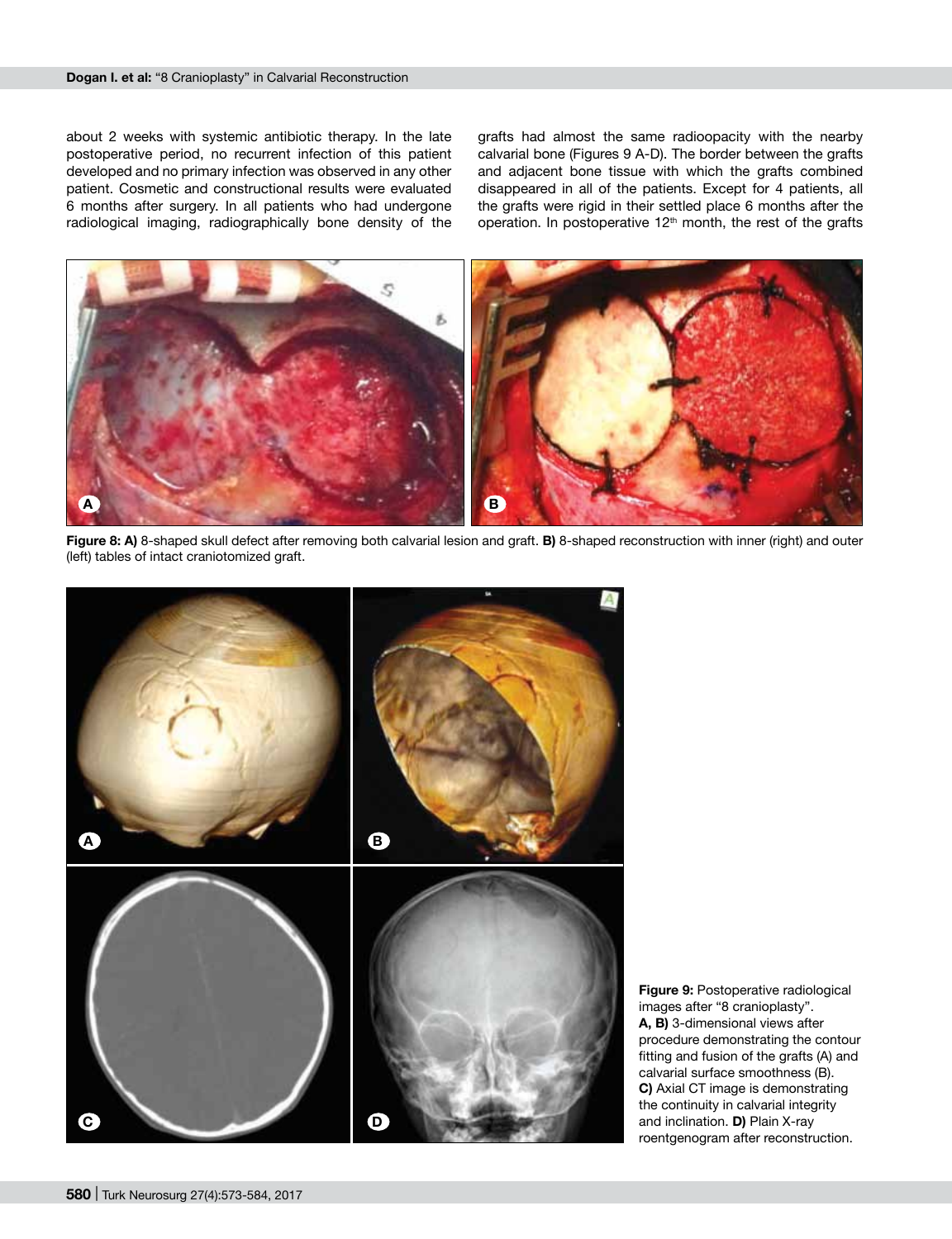about 2 weeks with systemic antibiotic therapy. In the late postoperative period, no recurrent infection of this patient developed and no primary infection was observed in any other patient. Cosmetic and constructional results were evaluated 6 months after surgery. In all patients who had undergone radiological imaging, radiographically bone density of the grafts had almost the same radioopacity with the nearby calvarial bone (Figures 9 A-D). The border between the grafts and adjacent bone tissue with which the grafts combined disappeared in all of the patients. Except for 4 patients, all the grafts were rigid in their settled place 6 months after the operation. In postoperative 12th month, the rest of the grafts

**Figure 8: A)** 8-shaped skull defect after removing both calvarial lesion and graft. **B)** 8-shaped reconstruction with inner (right) and outer (left) tables of intact craniotomized graft.

**Figure 9:** Postoperative radiological images after "8 cranioplasty". **A, B)** 3-dimensional views after procedure demonstrating the contour fitting and fusion of the grafts (A) and calvarial surface smoothness (B). **C)** Axial CT image is demonstrating the continuity in calvarial integrity and inclination. **D)** Plain X-ray roentgenogram after reconstruction.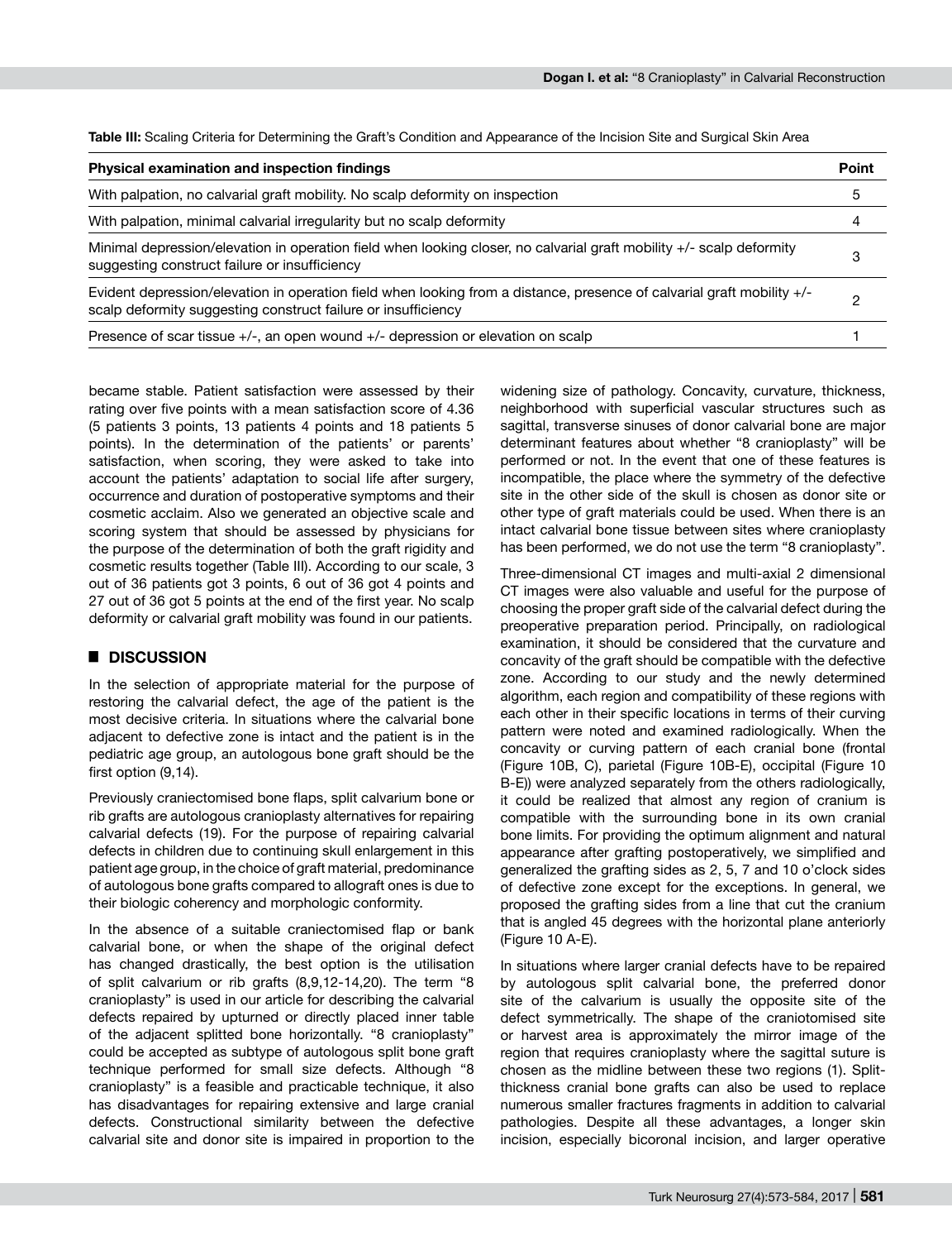**Table III:** Scaling Criteria for Determining the Graft's Condition and Appearance of the Incision Site and Surgical Skin Area

| Physical examination and inspection findings | Point |
|---|---|
| With palpation, no calvarial graft mobility. No scalp deformity on inspection | 5 |
| With palpation, minimal calvarial irregularity but no scalp deformity | 4 |
| Minimal depression/elevation in operation field when looking closer, no calvarial graft mobility +/- scalp deformity suggesting construct failure or insufficiency | 3 |
| Evident depression/elevation in operation field when looking from a distance, presence of calvarial graft mobility +/- scalp deformity suggesting construct failure or insufficiency | 2 |
| Presence of scar tissue +/-, an open wound +/- depression or elevation on scalp | 1 |

became stable. Patient satisfaction were assessed by their rating over five points with a mean satisfaction score of 4.36 (5 patients 3 points, 13 patients 4 points and 18 patients 5 points). In the determination of the patients' or parents' satisfaction, when scoring, they were asked to take into account the patients' adaptation to social life after surgery, occurrence and duration of postoperative symptoms and their cosmetic acclaim. Also we generated an objective scale and scoring system that should be assessed by physicians for the purpose of the determination of both the graft rigidity and cosmetic results together (Table III). According to our scale, 3 out of 36 patients got 3 points, 6 out of 36 got 4 points and 27 out of 36 got 5 points at the end of the first year. No scalp deformity or calvarial graft mobility was found in our patients.

## DISCUSSION

In the selection of appropriate material for the purpose of restoring the calvarial defect, the age of the patient is the most decisive criteria. In situations where the calvarial bone adjacent to defective zone is intact and the patient is in the pediatric age group, an autologous bone graft should be the first option (9,14).

Previously craniectomised bone flaps, split calvarium bone or rib grafts are autologous cranioplasty alternatives for repairing calvarial defects (19). For the purpose of repairing calvarial defects in children due to continuing skull enlargement in this patient age group, in the choice of graft material, predominance of autologous bone grafts compared to allograft ones is due to their biologic coherency and morphologic conformity.

In the absence of a suitable craniectomised flap or bank calvarial bone, or when the shape of the original defect has changed drastically, the best option is the utilisation of split calvarium or rib grafts (8,9,12-14,20). The term "8 cranioplasty" is used in our article for describing the calvarial defects repaired by upturned or directly placed inner table of the adjacent splitted bone horizontally. "8 cranioplasty" could be accepted as subtype of autologous split bone graft technique performed for small size defects. Although "8 cranioplasty" is a feasible and practicable technique, it also has disadvantages for repairing extensive and large cranial defects. Constructional similarity between the defective calvarial site and donor site is impaired in proportion to the widening size of pathology. Concavity, curvature, thickness, neighborhood with superficial vascular structures such as sagittal, transverse sinuses of donor calvarial bone are major determinant features about whether "8 cranioplasty" will be performed or not. In the event that one of these features is incompatible, the place where the symmetry of the defective site in the other side of the skull is chosen as donor site or other type of graft materials could be used. When there is an intact calvarial bone tissue between sites where cranioplasty has been performed, we do not use the term "8 cranioplasty".

Three-dimensional CT images and multi-axial 2 dimensional CT images were also valuable and useful for the purpose of choosing the proper graft side of the calvarial defect during the preoperative preparation period. Principally, on radiological examination, it should be considered that the curvature and concavity of the graft should be compatible with the defective zone. According to our study and the newly determined algorithm, each region and compatibility of these regions with each other in their specific locations in terms of their curving pattern were noted and examined radiologically. When the concavity or curving pattern of each cranial bone (frontal (Figure 10B, C), parietal (Figure 10B-E), occipital (Figure 10 B-E)) were analyzed separately from the others radiologically, it could be realized that almost any region of cranium is compatible with the surrounding bone in its own cranial bone limits. For providing the optimum alignment and natural appearance after grafting postoperatively, we simplified and generalized the grafting sides as 2, 5, 7 and 10 o'clock sides of defective zone except for the exceptions. In general, we proposed the grafting sides from a line that cut the cranium that is angled 45 degrees with the horizontal plane anteriorly (Figure 10 A-E).

In situations where larger cranial defects have to be repaired by autologous split calvarial bone, the preferred donor site of the calvarium is usually the opposite site of the defect symmetrically. The shape of the craniotomised site or harvest area is approximately the mirror image of the region that requires cranioplasty where the sagittal suture is chosen as the midline between these two regions (1). Split-thickness cranial bone grafts can also be used to replace numerous smaller fractures fragments in addition to calvarial pathologies. Despite all these advantages, a longer skin incision, especially bicoronal incision, and larger operative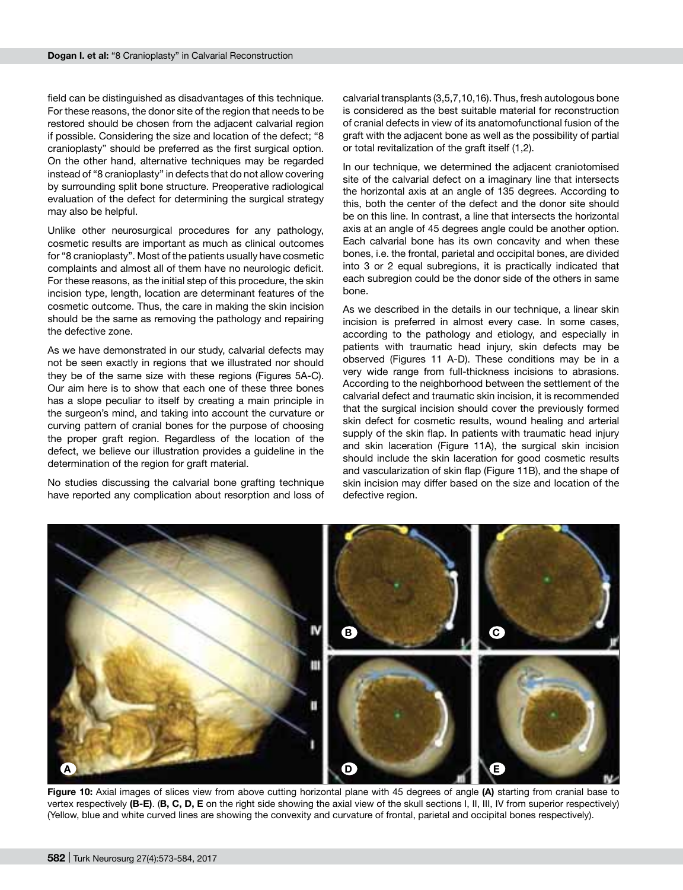field can be distinguished as disadvantages of this technique. For these reasons, the donor site of the region that needs to be restored should be chosen from the adjacent calvarial region if possible. Considering the size and location of the defect; "8 cranioplasty" should be preferred as the first surgical option. On the other hand, alternative techniques may be regarded instead of "8 cranioplasty" in defects that do not allow covering by surrounding split bone structure. Preoperative radiological evaluation of the defect for determining the surgical strategy may also be helpful.

Unlike other neurosurgical procedures for any pathology, cosmetic results are important as much as clinical outcomes for "8 cranioplasty". Most of the patients usually have cosmetic complaints and almost all of them have no neurologic deficit. For these reasons, as the initial step of this procedure, the skin incision type, length, location are determinant features of the cosmetic outcome. Thus, the care in making the skin incision should be the same as removing the pathology and repairing the defective zone.

As we have demonstrated in our study, calvarial defects may not be seen exactly in regions that we illustrated nor should they be of the same size with these regions (Figures 5A-C). Our aim here is to show that each one of these three bones has a slope peculiar to itself by creating a main principle in the surgeon's mind, and taking into account the curvature or curving pattern of cranial bones for the purpose of choosing the proper graft region. Regardless of the location of the defect, we believe our illustration provides a guideline in the determination of the region for graft material.

No studies discussing the calvarial bone grafting technique have reported any complication about resorption and loss of calvarial transplants (3,5,7,10,16). Thus, fresh autologous bone is considered as the best suitable material for reconstruction of cranial defects in view of its anatomofunctional fusion of the graft with the adjacent bone as well as the possibility of partial or total revitalization of the graft itself (1,2).

In our technique, we determined the adjacent craniotomised site of the calvarial defect on a imaginary line that intersects the horizontal axis at an angle of 135 degrees. According to this, both the center of the defect and the donor site should be on this line. In contrast, a line that intersects the horizontal axis at an angle of 45 degrees angle could be another option. Each calvarial bone has its own concavity and when these bones, i.e. the frontal, parietal and occipital bones, are divided into 3 or 2 equal subregions, it is practically indicated that each subregion could be the donor side of the others in same bone.

As we described in the details in our technique, a linear skin incision is preferred in almost every case. In some cases, according to the pathology and etiology, and especially in patients with traumatic head injury, skin defects may be observed (Figures 11 A-D). These conditions may be in a very wide range from full-thickness incisions to abrasions. According to the neighborhood between the settlement of the calvarial defect and traumatic skin incision, it is recommended that the surgical incision should cover the previously formed skin defect for cosmetic results, wound healing and arterial supply of the skin flap. In patients with traumatic head injury and skin laceration (Figure 11A), the surgical skin incision should include the skin laceration for good cosmetic results and vascularization of skin flap (Figure 11B), and the shape of skin incision may differ based on the size and location of the defective region.

**Figure 10:** Axial images of slices view from above cutting horizontal plane with 45 degrees of angle **(A)** starting from cranial base to vertex respectively **(B-E)**. (**B, C, D, E** on the right side showing the axial view of the skull sections I, II, III, IV from superior respectively) (Yellow, blue and white curved lines are showing the convexity and curvature of frontal, parietal and occipital bones respectively).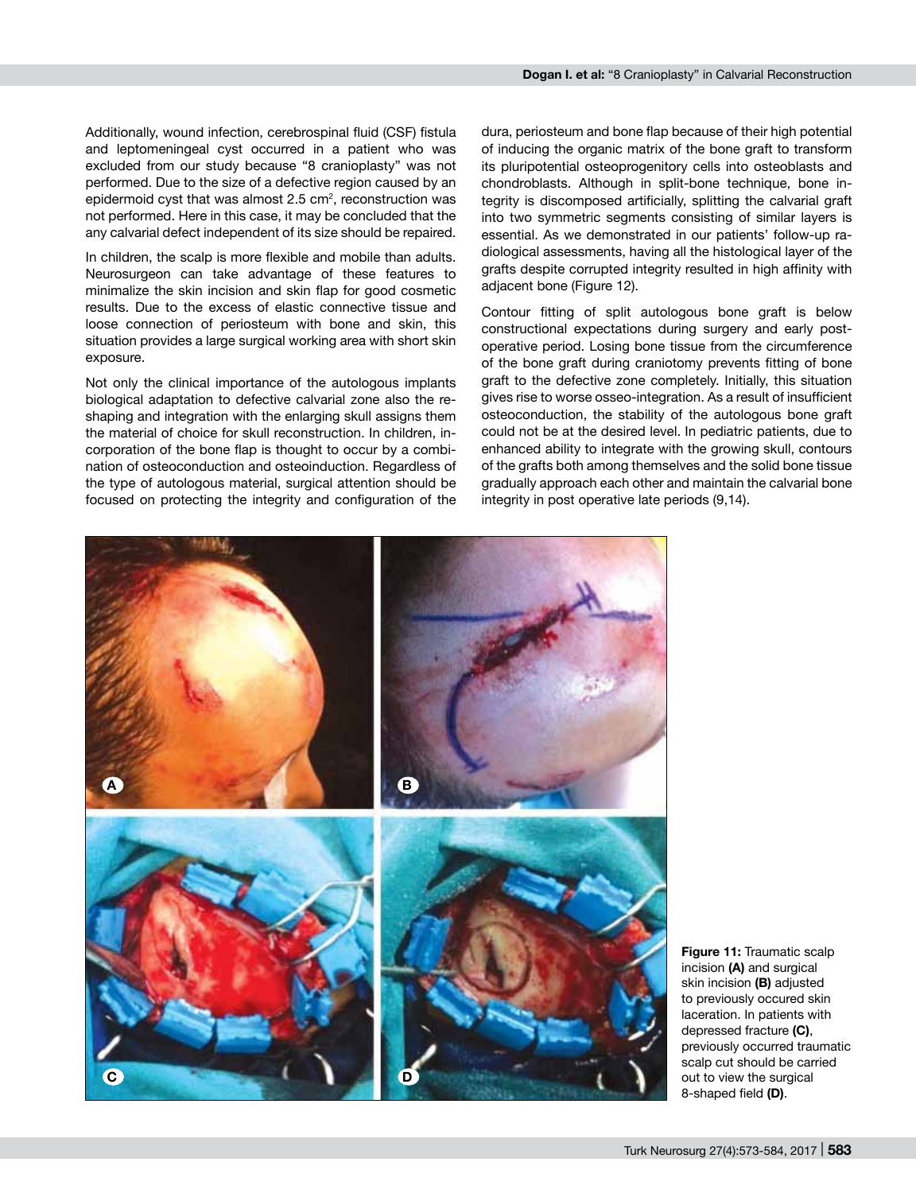Additionally, wound infection, cerebrospinal fluid (CSF) fistula and leptomeningeal cyst occurred in a patient who was excluded from our study because "8 cranioplasty" was not performed. Due to the size of a defective region caused by an epidermoid cyst that was almost 2.5 cm$^2$, reconstruction was not performed. Here in this case, it may be concluded that the any calvarial defect independent of its size should be repaired.

In children, the scalp is more flexible and mobile than adults. Neurosurgeon can take advantage of these features to minimalize the skin incision and skin flap for good cosmetic results. Due to the excess of elastic connective tissue and loose connection of periosteum with bone and skin, this situation provides a large surgical working area with short skin exposure.

Not only the clinical importance of the autologous implants biological adaptation to defective calvarial zone also the reshaping and integration with the enlarging skull assigns them the material of choice for skull reconstruction. In children, incorporation of the bone flap is thought to occur by a combination of osteoconduction and osteoinduction. Regardless of the type of autologous material, surgical attention should be focused on protecting the integrity and configuration of the dura, periosteum and bone flap because of their high potential of inducing the organic matrix of the bone graft to transform its pluripotential osteoprogenitory cells into osteoblasts and chondroblasts. Although in split-bone technique, bone integrity is discomposed artificially, splitting the calvarial graft into two symmetric segments consisting of similar layers is essential. As we demonstrated in our patients' follow-up radiological assessments, having all the histological layer of the grafts despite corrupted integrity resulted in high affinity with adjacent bone (Figure 12).

Contour fitting of split autologous bone graft is below constructional expectations during surgery and early postoperative period. Losing bone tissue from the circumference of the bone graft during craniotomy prevents fitting of bone graft to the defective zone completely. Initially, this situation gives rise to worse osseo-integration. As a result of insufficient osteoconduction, the stability of the autologous bone graft could not be at the desired level. In pediatric patients, due to enhanced ability to integrate with the growing skull, contours of the grafts both among themselves and the solid bone tissue gradually approach each other and maintain the calvarial bone integrity in post operative late periods (9,14).

**Figure 11:** Traumatic scalp incision **(A)** and surgical skin incision **(B)** adjusted to previously occured skin laceration. In patients with depressed fracture **(C)**, previously occurred traumatic scalp cut should be carried out to view the surgical 8-shaped field **(D)**.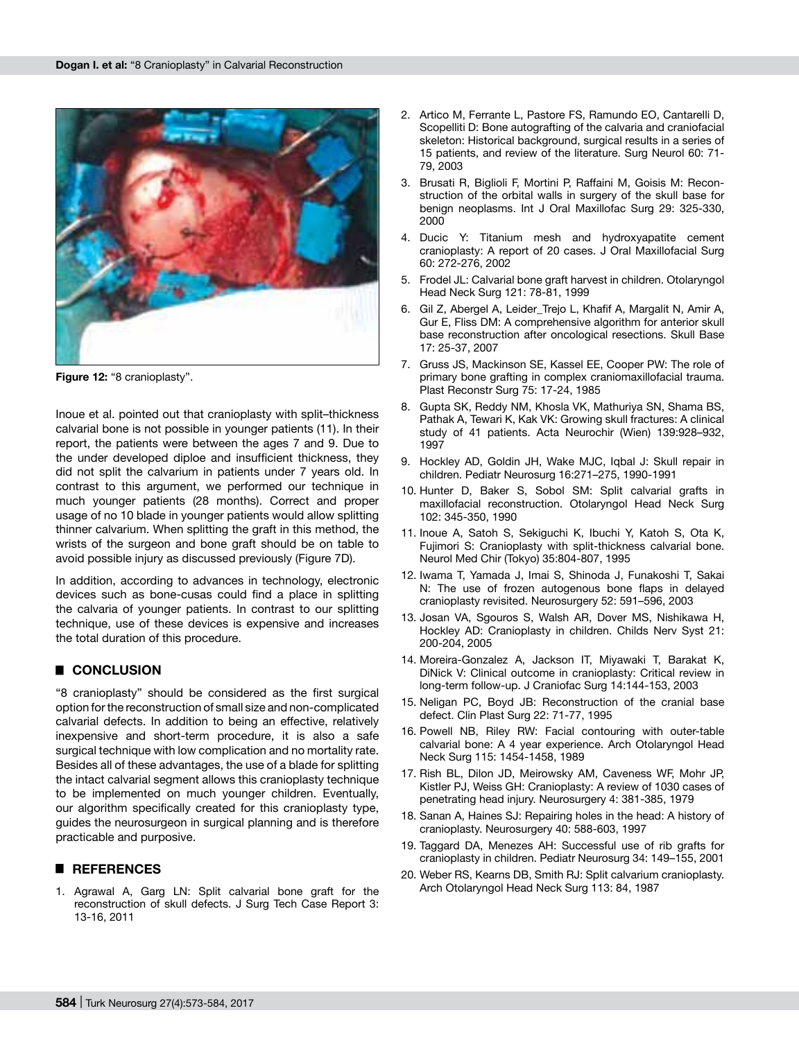Figure 12: "8 cranioplasty".

Inoue et al. pointed out that cranioplasty with split–thickness calvarial bone is not possible in younger patients (11). In their report, the patients were between the ages 7 and 9. Due to the under developed diploe and insufficient thickness, they did not split the calvarium in patients under 7 years old. In contrast to this argument, we performed our technique in much younger patients (28 months). Correct and proper usage of no 10 blade in younger patients would allow splitting thinner calvarium. When splitting the graft in this method, the wrists of the surgeon and bone graft should be on table to avoid possible injury as discussed previously (Figure 7D).

In addition, according to advances in technology, electronic devices such as bone-cusas could find a place in splitting the calvaria of younger patients. In contrast to our splitting technique, use of these devices is expensive and increases the total duration of this procedure.

## ■ CONCLUSION

"8 cranioplasty" should be considered as the first surgical option for the reconstruction of small size and non-complicated calvarial defects. In addition to being an effective, relatively inexpensive and short-term procedure, it is also a safe surgical technique with low complication and no mortality rate. Besides all of these advantages, the use of a blade for splitting the intact calvarial segment allows this cranioplasty technique to be implemented on much younger children. Eventually, our algorithm specifically created for this cranioplasty type, guides the neurosurgeon in surgical planning and is therefore practicable and purposive.

## ■ REFERENCES

1. Agrawal A, Garg LN: Split calvarial bone graft for the reconstruction of skull defects. J Surg Tech Case Report 3: 13-16, 2011
2. Artico M, Ferrante L, Pastore FS, Ramundo EO, Cantarelli D, Scopelliti D: Bone autografting of the calvaria and craniofacial skeleton: Historical background, surgical results in a series of 15 patients, and review of the literature. Surg Neurol 60: 71-79, 2003
3. Brusati R, Biglioli F, Mortini P, Raffaini M, Goisis M: Reconstruction of the orbital walls in surgery of the skull base for benign neoplasms. Int J Oral Maxillofac Surg 29: 325-330, 2000
4. Ducic Y: Titanium mesh and hydroxyapatite cement cranioplasty: A report of 20 cases. J Oral Maxillofacial Surg 60: 272-276, 2002
5. Frodel JL: Calvarial bone graft harvest in children. Otolaryngol Head Neck Surg 121: 78-81, 1999
6. Gil Z, Abergel A, Leider_Trejo L, Khafif A, Margalit N, Amir A, Gur E, Fliss DM: A comprehensive algorithm for anterior skull base reconstruction after oncological resections. Skull Base 17: 25-37, 2007
7. Gruss JS, Mackinson SE, Kassel EE, Cooper PW: The role of primary bone grafting in complex craniomaxillofacial trauma. Plast Reconstr Surg 75: 17-24, 1985
8. Gupta SK, Reddy NM, Khosla VK, Mathuriya SN, Shama BS, Pathak A, Tewari K, Kak VK: Growing skull fractures: A clinical study of 41 patients. Acta Neurochir (Wien) 139:928–932, 1997
9. Hockley AD, Goldin JH, Wake MJC, Iqbal J: Skull repair in children. Pediatr Neurosurg 16:271–275, 1990-1991
10. Hunter D, Baker S, Sobol SM: Split calvarial grafts in maxillofacial reconstruction. Otolaryngol Head Neck Surg 102: 345-350, 1990
11. Inoue A, Satoh S, Sekiguchi K, Ibuchi Y, Katoh S, Ota K, Fujimori S: Cranioplasty with split-thickness calvarial bone. Neurol Med Chir (Tokyo) 35:804-807, 1995
12. Iwama T, Yamada J, Imai S, Shinoda J, Funakoshi T, Sakai N: The use of frozen autogenous bone flaps in delayed cranioplasty revisited. Neurosurgery 52: 591–596, 2003
13. Josan VA, Sgouros S, Walsh AR, Dover MS, Nishikawa H, Hockley AD: Cranioplasty in children. Childs Nerv Syst 21: 200-204, 2005
14. Moreira-Gonzalez A, Jackson IT, Miyawaki T, Barakat K, DiNick V: Clinical outcome in cranioplasty: Critical review in long-term follow-up. J Craniofac Surg 14:144-153, 2003
15. Neligan PC, Boyd JB: Reconstruction of the cranial base defect. Clin Plast Surg 22: 71-77, 1995
16. Powell NB, Riley RW: Facial contouring with outer-table calvarial bone: A 4 year experience. Arch Otolaryngol Head Neck Surg 115: 1454-1458, 1989
17. Rish BL, Dilon JD, Meirowsky AM, Caveness WF, Mohr JP, Kistler PJ, Weiss GH: Cranioplasty: A review of 1030 cases of penetrating head injury. Neurosurgery 4: 381-385, 1979
18. Sanan A, Haines SJ: Repairing holes in the head: A history of cranioplasty. Neurosurgery 40: 588-603, 1997
19. Taggard DA, Menezes AH: Successful use of rib grafts for cranioplasty in children. Pediatr Neurosurg 34: 149–155, 2001
20. Weber RS, Kearns DB, Smith RJ: Split calvarium cranioplasty. Arch Otolaryngol Head Neck Surg 113: 84, 1987